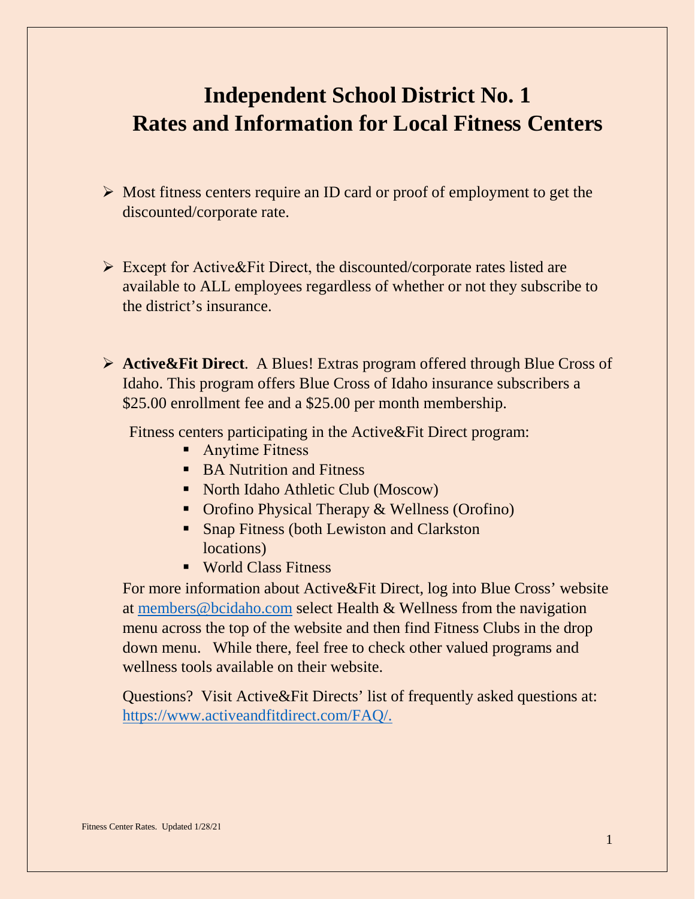# Independent School District No. 1
# Rates and Information for Local Fitness Centers

- Most fitness centers require an ID card or proof of employment to get the discounted/corporate rate.

- Except for Active&Fit Direct, the discounted/corporate rates listed are available to ALL employees regardless of whether or not they subscribe to the district's insurance.

- **Active&Fit Direct**. A Blues! Extras program offered through Blue Cross of Idaho. This program offers Blue Cross of Idaho insurance subscribers a $25.00 enrollment fee and a $25.00 per month membership.

  Fitness centers participating in the Active&Fit Direct program:
  - Anytime Fitness
  - BA Nutrition and Fitness
  - North Idaho Athletic Club (Moscow)
  - Orofino Physical Therapy & Wellness (Orofino)
  - Snap Fitness (both Lewiston and Clarkston locations)
  - World Class Fitness

  For more information about Active&Fit Direct, log into Blue Cross' website at [members@bcidaho.com](members@bcidaho.com) select Health & Wellness from the navigation menu across the top of the website and then find Fitness Clubs in the drop down menu. While there, feel free to check other valued programs and wellness tools available on their website.

  Questions? Visit Active&Fit Directs' list of frequently asked questions at: [https://www.activeandfitdirect.com/FAQ/.](https://www.activeandfitdirect.com/FAQ/)

Fitness Center Rates. Updated 1/28/21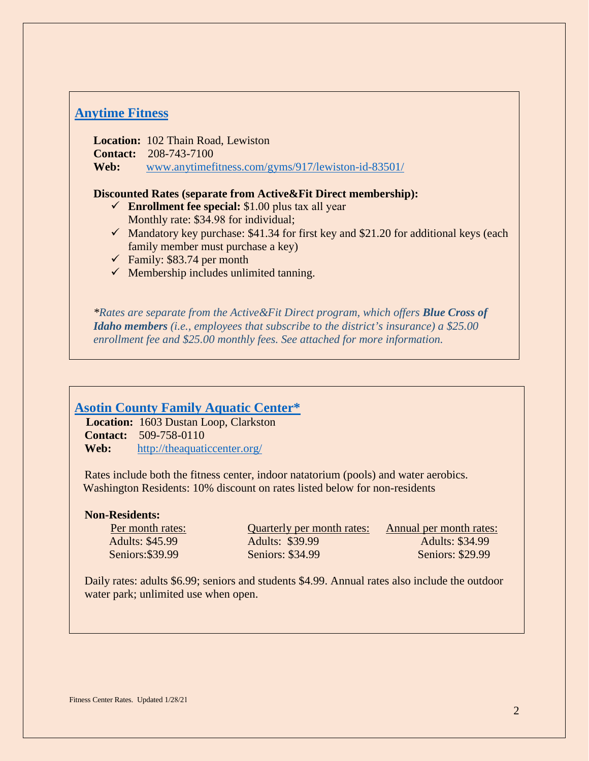## [Anytime Fitness](www.anytimefitness.com/gyms/917/lewiston-id-83501/)

**Location:** 102 Thain Road, Lewiston
**Contact:** 208-743-7100
**Web:** www.anytimefitness.com/gyms/917/lewiston-id-83501/

**Discounted Rates (separate from Active&Fit Direct membership):**

- ✓ **Enrollment fee special:** $1.00 plus tax all year
  Monthly rate: $34.98 for individual;
- ✓ Mandatory key purchase: $41.34 for first key and $21.20 for additional keys (each family member must purchase a key)
- ✓ Family: $83.74 per month
- ✓ Membership includes unlimited tanning.

**Rates are separate from the Active&Fit Direct program, which offers* ***Blue Cross of Idaho members*** *(i.e., employees that subscribe to the district's insurance) a $25.00 enrollment fee and $25.00 monthly fees. See attached for more information.*

## [Asotin County Family Aquatic Center*](http://theaquaticcenter.org/)

**Location:** 1603 Dustan Loop, Clarkston
**Contact:** 509-758-0110
**Web:** http://theaquaticcenter.org/

Rates include both the fitness center, indoor natatorium (pools) and water aerobics.
Washington Residents: 10% discount on rates listed below for non-residents

**Non-Residents:**

| Per month rates: | Quarterly per month rates: | Annual per month rates: |
|---|---|---|
| Adults: $45.99 | Adults: $39.99 | Adults: $34.99 |
| Seniors:$39.99 | Seniors: $34.99 | Seniors: $29.99 |

Daily rates: adults $6.99; seniors and students $4.99. Annual rates also include the outdoor water park; unlimited use when open.

Fitness Center Rates. Updated 1/28/21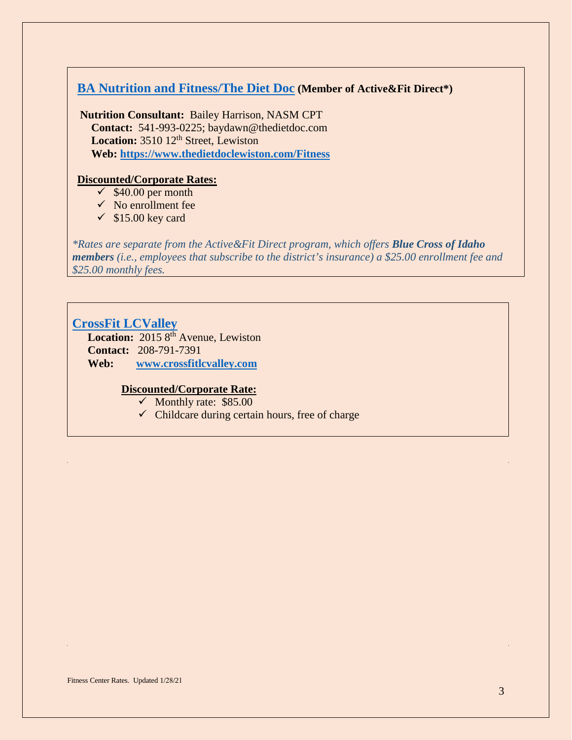## BA Nutrition and Fitness/The Diet Doc (Member of Active&Fit Direct*)

**Nutrition Consultant:** Bailey Harrison, NASM CPT
**Contact:** 541-993-0225; baydawn@thedietdoc.com
**Location:** 3510 12th Street, Lewiston
**Web:** **https://www.thedietdoclewiston.com/Fitness**

**Discounted/Corporate Rates:**

- ✓ $40.00 per month
- ✓ No enrollment fee
- ✓ $15.00 key card

*\*Rates are separate from the Active&Fit Direct program, which offers **Blue Cross of Idaho members** (i.e., employees that subscribe to the district's insurance) a $25.00 enrollment fee and $25.00 monthly fees.*

## CrossFit LCValley

**Location:** 2015 8th Avenue, Lewiston
**Contact:** 208-791-7391
**Web:** **www.crossfitlcvalley.com**

**Discounted/Corporate Rate:**

- ✓ Monthly rate: $85.00
- ✓ Childcare during certain hours, free of charge

Fitness Center Rates. Updated 1/28/21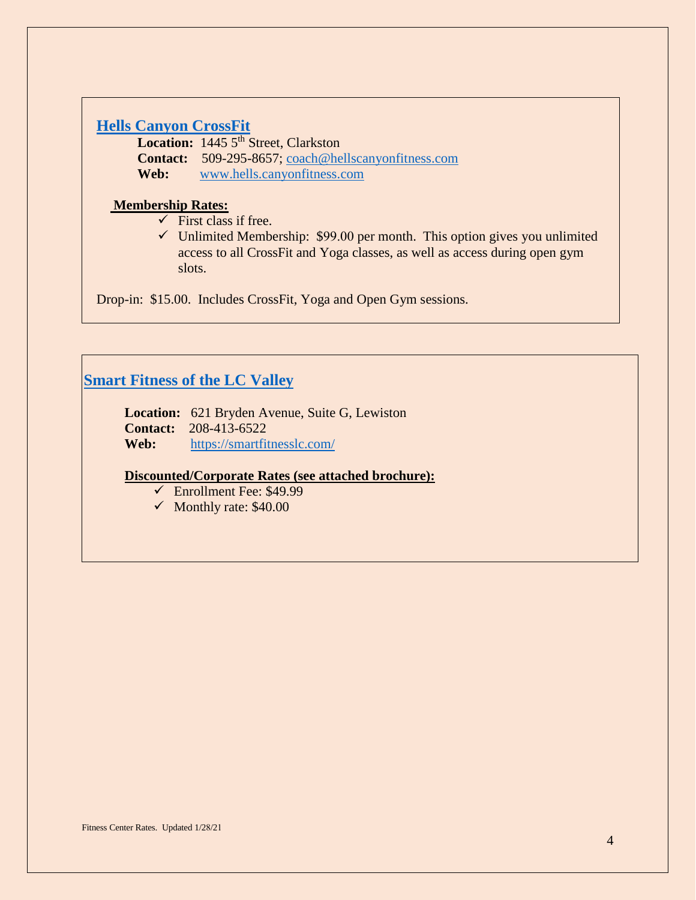## Hells Canyon CrossFit

**Location:** 1445 5th Street, Clarkston
**Contact:** 509-295-8657; coach@hellscanyonfitness.com
**Web:** www.hells.canyonfitness.com

**Membership Rates:**

- ✓ First class if free.
- ✓ Unlimited Membership: $99.00 per month. This option gives you unlimited access to all CrossFit and Yoga classes, as well as access during open gym slots.

Drop-in: $15.00. Includes CrossFit, Yoga and Open Gym sessions.

## Smart Fitness of the LC Valley

**Location:** 621 Bryden Avenue, Suite G, Lewiston
**Contact:** 208-413-6522
**Web:** https://smartfitnesslc.com/

**Discounted/Corporate Rates (see attached brochure):**

- ✓ Enrollment Fee: $49.99
- ✓ Monthly rate: $40.00

Fitness Center Rates. Updated 1/28/21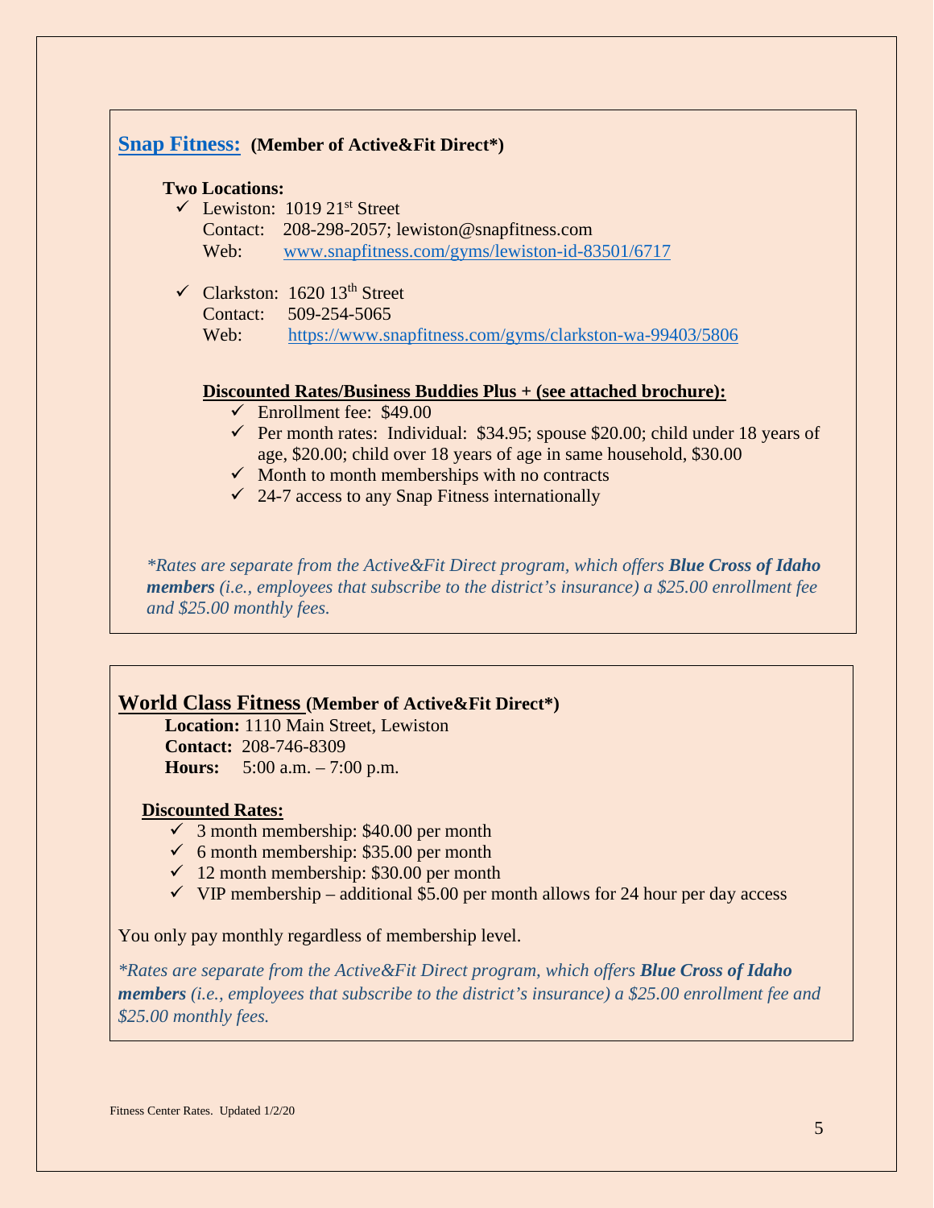## Snap Fitness: (Member of Active&Fit Direct*)

**Two Locations:**

- ✓ Lewiston: 1019 21st Street
  Contact: 208-298-2057; lewiston@snapfitness.com
  Web: www.snapfitness.com/gyms/lewiston-id-83501/6717

- ✓ Clarkston: 1620 13th Street
  Contact: 509-254-5065
  Web: https://www.snapfitness.com/gyms/clarkston-wa-99403/5806

**Discounted Rates/Business Buddies Plus + (see attached brochure):**

- ✓ Enrollment fee: $49.00
- ✓ Per month rates: Individual: $34.95; spouse $20.00; child under 18 years of age, $20.00; child over 18 years of age in same household, $30.00
- ✓ Month to month memberships with no contracts
- ✓ 24-7 access to any Snap Fitness internationally

*\*Rates are separate from the Active&Fit Direct program, which offers **Blue Cross of Idaho members** (i.e., employees that subscribe to the district's insurance) a $25.00 enrollment fee and $25.00 monthly fees.*

## World Class Fitness (Member of Active&Fit Direct*)

**Location:** 1110 Main Street, Lewiston
**Contact:** 208-746-8309
**Hours:** 5:00 a.m. – 7:00 p.m.

**Discounted Rates:**

- ✓ 3 month membership: $40.00 per month
- ✓ 6 month membership: $35.00 per month
- ✓ 12 month membership: $30.00 per month
- ✓ VIP membership – additional $5.00 per month allows for 24 hour per day access

You only pay monthly regardless of membership level.

*\*Rates are separate from the Active&Fit Direct program, which offers **Blue Cross of Idaho members** (i.e., employees that subscribe to the district's insurance) a $25.00 enrollment fee and $25.00 monthly fees.*

Fitness Center Rates. Updated 1/2/20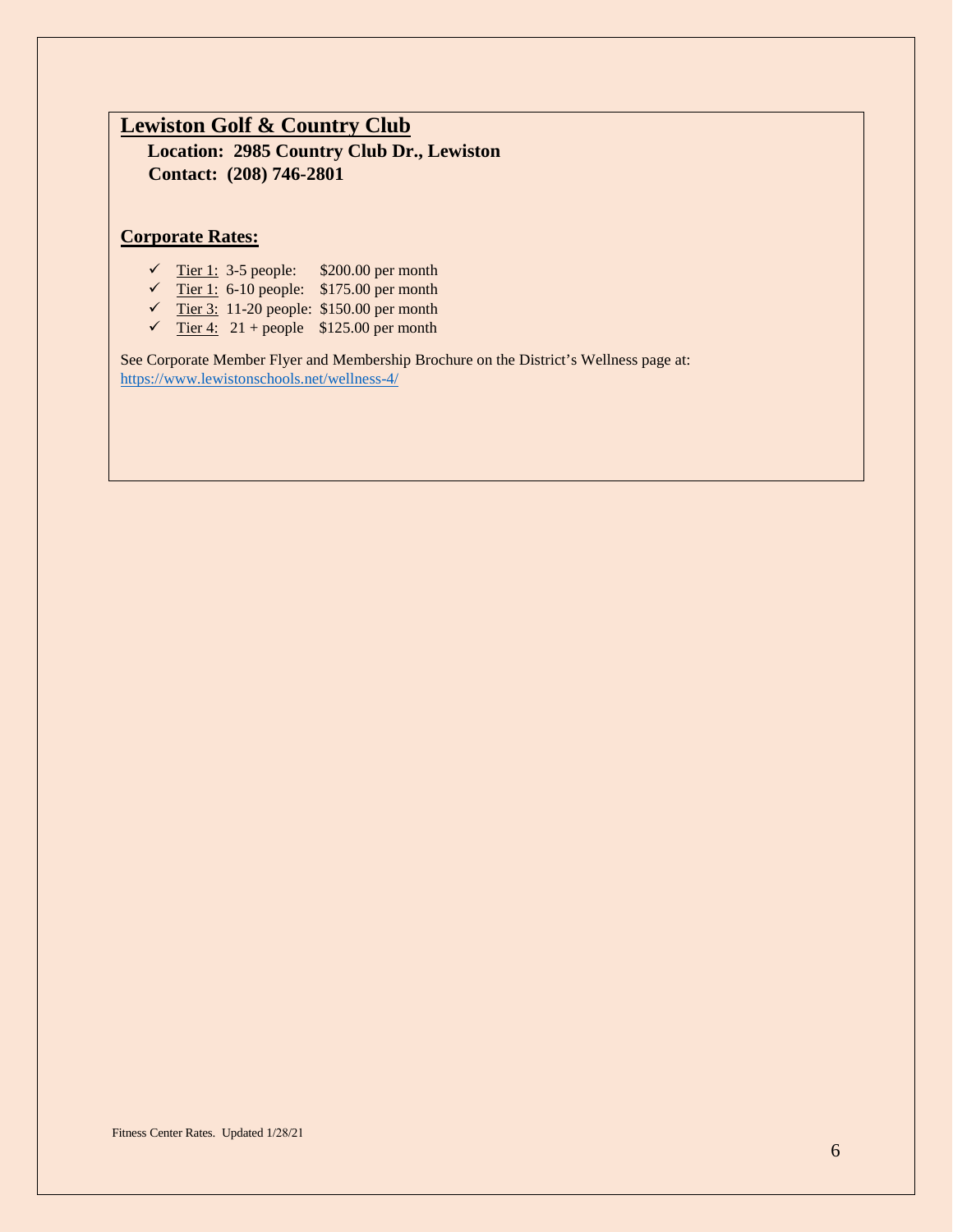## Lewiston Golf & Country Club

**Location: 2985 Country Club Dr., Lewiston**
**Contact: (208) 746-2801**

### Corporate Rates:

- ✓ Tier 1: 3-5 people: $200.00 per month
- ✓ Tier 1: 6-10 people: $175.00 per month
- ✓ Tier 3: 11-20 people: $150.00 per month
- ✓ Tier 4: 21 + people $125.00 per month

See Corporate Member Flyer and Membership Brochure on the District's Wellness page at: https://www.lewistonschools.net/wellness-4/

Fitness Center Rates. Updated 1/28/21